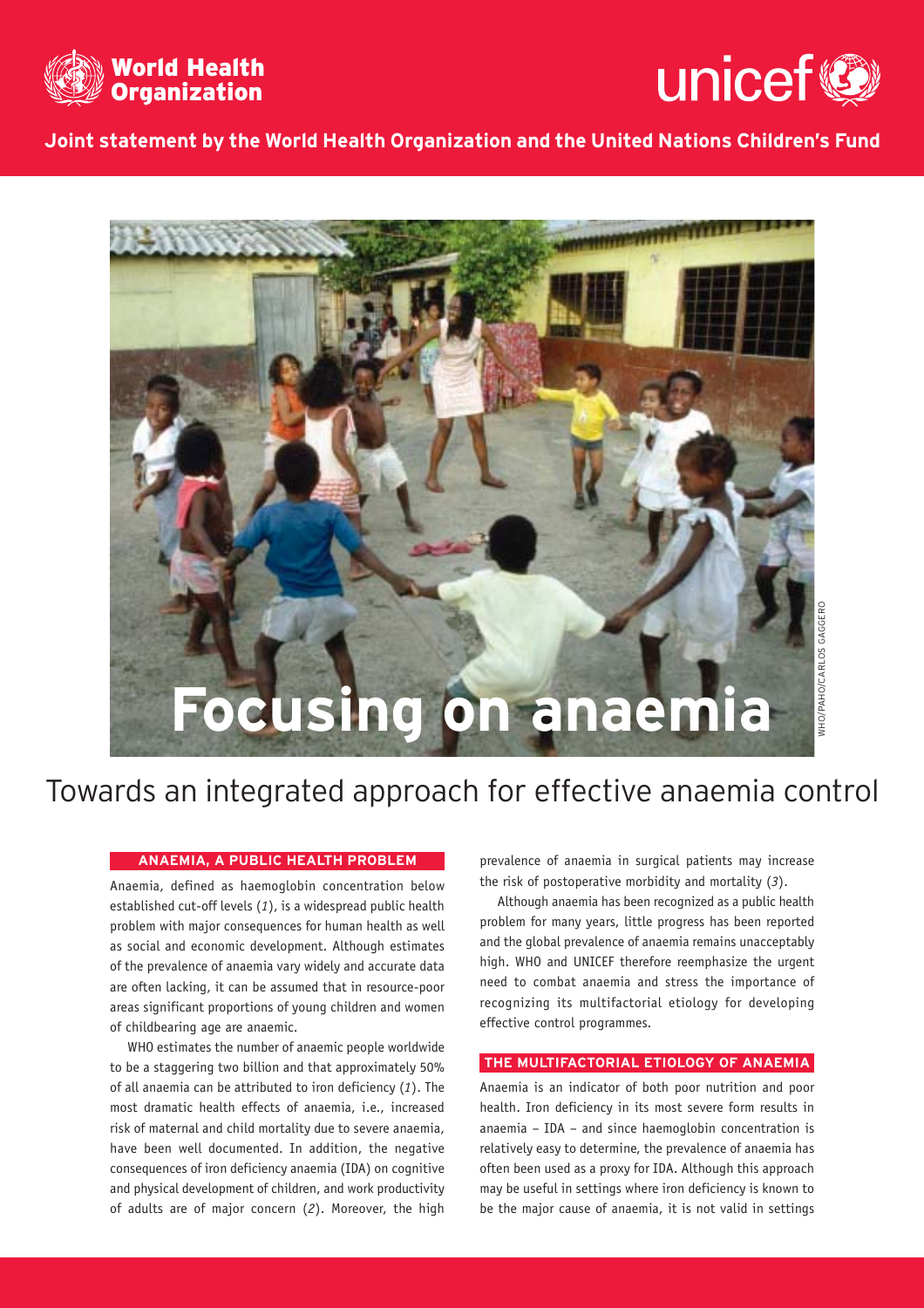World Health Organization

unicef

**Joint statement by the World Health Organization and the United Nations Children's Fund**

WHO/PAHO/CARLOS GAGGERO

# Focusing on anaemia

## Towards an integrated approach for effective anaemia control

### ANAEMIA, A PUBLIC HEALTH PROBLEM

Anaemia, defined as haemoglobin concentration below established cut-off levels (*1*), is a widespread public health problem with major consequences for human health as well as social and economic development. Although estimates of the prevalence of anaemia vary widely and accurate data are often lacking, it can be assumed that in resource-poor areas significant proportions of young children and women of childbearing age are anaemic.

WHO estimates the number of anaemic people worldwide to be a staggering two billion and that approximately 50% of all anaemia can be attributed to iron deficiency (*1*). The most dramatic health effects of anaemia, i.e., increased risk of maternal and child mortality due to severe anaemia, have been well documented. In addition, the negative consequences of iron deficiency anaemia (IDA) on cognitive and physical development of children, and work productivity of adults are of major concern (*2*). Moreover, the high prevalence of anaemia in surgical patients may increase the risk of postoperative morbidity and mortality (*3*).

Although anaemia has been recognized as a public health problem for many years, little progress has been reported and the global prevalence of anaemia remains unacceptably high. WHO and UNICEF therefore reemphasize the urgent need to combat anaemia and stress the importance of recognizing its multifactorial etiology for developing effective control programmes.

### THE MULTIFACTORIAL ETIOLOGY OF ANAEMIA

Anaemia is an indicator of both poor nutrition and poor health. Iron deficiency in its most severe form results in anaemia – IDA – and since haemoglobin concentration is relatively easy to determine, the prevalence of anaemia has often been used as a proxy for IDA. Although this approach may be useful in settings where iron deficiency is known to be the major cause of anaemia, it is not valid in settings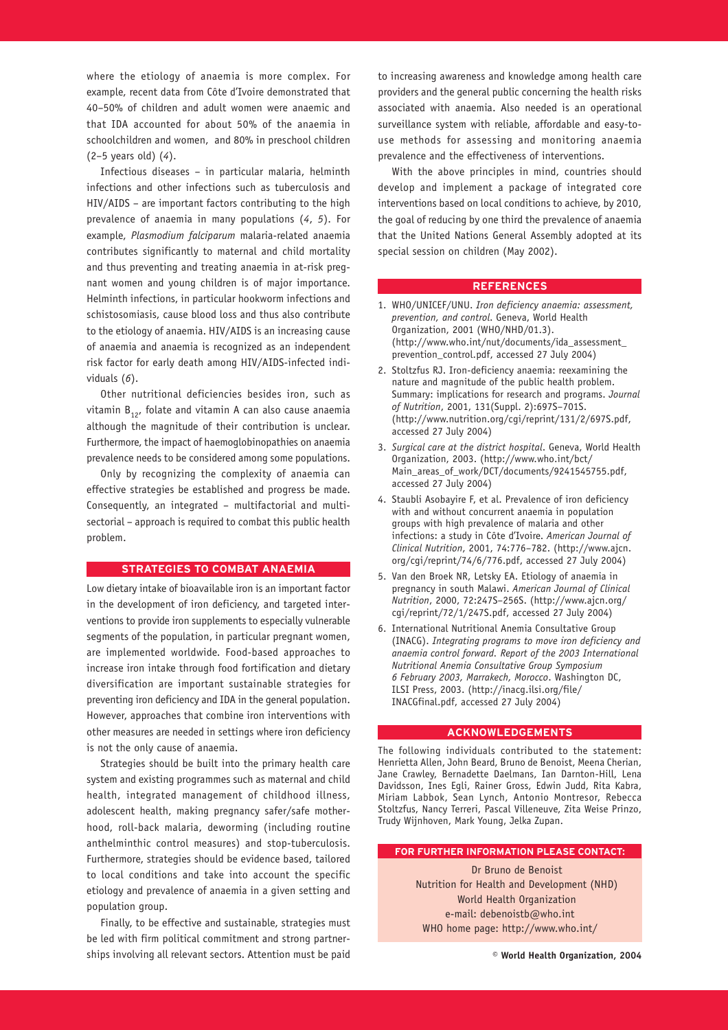where the etiology of anaemia is more complex. For example, recent data from Côte d'Ivoire demonstrated that 40–50% of children and adult women were anaemic and that IDA accounted for about 50% of the anaemia in schoolchildren and women, and 80% in preschool children (2–5 years old) (*4*).

Infectious diseases – in particular malaria, helminth infections and other infections such as tuberculosis and HIV/AIDS – are important factors contributing to the high prevalence of anaemia in many populations (*4, 5*). For example, *Plasmodium falciparum* malaria-related anaemia contributes significantly to maternal and child mortality and thus preventing and treating anaemia in at-risk pregnant women and young children is of major importance. Helminth infections, in particular hookworm infections and schistosomiasis, cause blood loss and thus also contribute to the etiology of anaemia. HIV/AIDS is an increasing cause of anaemia and anaemia is recognized as an independent risk factor for early death among HIV/AIDS-infected individuals (*6*).

Other nutritional deficiencies besides iron, such as vitamin $B_{12}$, folate and vitamin A can also cause anaemia although the magnitude of their contribution is unclear. Furthermore, the impact of haemoglobinopathies on anaemia prevalence needs to be considered among some populations.

Only by recognizing the complexity of anaemia can effective strategies be established and progress be made. Consequently, an integrated – multifactorial and multisectorial – approach is required to combat this public health problem.

## STRATEGIES TO COMBAT ANAEMIA

Low dietary intake of bioavailable iron is an important factor in the development of iron deficiency, and targeted interventions to provide iron supplements to especially vulnerable segments of the population, in particular pregnant women, are implemented worldwide. Food-based approaches to increase iron intake through food fortification and dietary diversification are important sustainable strategies for preventing iron deficiency and IDA in the general population. However, approaches that combine iron interventions with other measures are needed in settings where iron deficiency is not the only cause of anaemia.

Strategies should be built into the primary health care system and existing programmes such as maternal and child health, integrated management of childhood illness, adolescent health, making pregnancy safer/safe motherhood, roll-back malaria, deworming (including routine anthelminthic control measures) and stop-tuberculosis. Furthermore, strategies should be evidence based, tailored to local conditions and take into account the specific etiology and prevalence of anaemia in a given setting and population group.

Finally, to be effective and sustainable, strategies must be led with firm political commitment and strong partnerships involving all relevant sectors. Attention must be paid to increasing awareness and knowledge among health care providers and the general public concerning the health risks associated with anaemia. Also needed is an operational surveillance system with reliable, affordable and easy-to-use methods for assessing and monitoring anaemia prevalence and the effectiveness of interventions.

With the above principles in mind, countries should develop and implement a package of integrated core interventions based on local conditions to achieve, by 2010, the goal of reducing by one third the prevalence of anaemia that the United Nations General Assembly adopted at its special session on children (May 2002).

## REFERENCES

1. WHO/UNICEF/UNU. *Iron deficiency anaemia: assessment, prevention, and control*. Geneva, World Health Organization, 2001 (WHO/NHD/01.3). (http://www.who.int/nut/documents/ida_assessment_prevention_control.pdf, accessed 27 July 2004)
2. Stoltzfus RJ. Iron-deficiency anaemia: reexamining the nature and magnitude of the public health problem. Summary: implications for research and programs. *Journal of Nutrition*, 2001, 131(Suppl. 2):697S–701S. (http://www.nutrition.org/cgi/reprint/131/2/697S.pdf, accessed 27 July 2004)
3. *Surgical care at the district hospital*. Geneva, World Health Organization, 2003. (http://www.who.int/bct/Main_areas_of_work/DCT/documents/9241545755.pdf, accessed 27 July 2004)
4. Staubli Asobayire F, et al. Prevalence of iron deficiency with and without concurrent anaemia in population groups with high prevalence of malaria and other infections: a study in Côte d'Ivoire. *American Journal of Clinical Nutrition*, 2001, 74:776–782. (http://www.ajcn.org/cgi/reprint/74/6/776.pdf, accessed 27 July 2004)
5. Van den Broek NR, Letsky EA. Etiology of anaemia in pregnancy in south Malawi. *American Journal of Clinical Nutrition*, 2000, 72:247S–256S. (http://www.ajcn.org/cgi/reprint/72/1/247S.pdf, accessed 27 July 2004)
6. International Nutritional Anemia Consultative Group (INACG). *Integrating programs to move iron deficiency and anaemia control forward. Report of the 2003 International Nutritional Anemia Consultative Group Symposium 6 February 2003, Marrakech, Morocco*. Washington DC, ILSI Press, 2003. (http://inacg.ilsi.org/file/INACGfinal.pdf, accessed 27 July 2004)

## ACKNOWLEDGEMENTS

The following individuals contributed to the statement: Henrietta Allen, John Beard, Bruno de Benoist, Meena Cherian, Jane Crawley, Bernadette Daelmans, Ian Darnton-Hill, Lena Davidsson, Ines Egli, Rainer Gross, Edwin Judd, Rita Kabra, Miriam Labbok, Sean Lynch, Antonio Montresor, Rebecca Stoltzfus, Nancy Terreri, Pascal Villeneuve, Zita Weise Prinzo, Trudy Wijnhoven, Mark Young, Jelka Zupan.

## FOR FURTHER INFORMATION PLEASE CONTACT:

Dr Bruno de Benoist
Nutrition for Health and Development (NHD)
World Health Organization
e-mail: debenoistb@who.int
WHO home page: http://www.who.int/

© **World Health Organization, 2004**